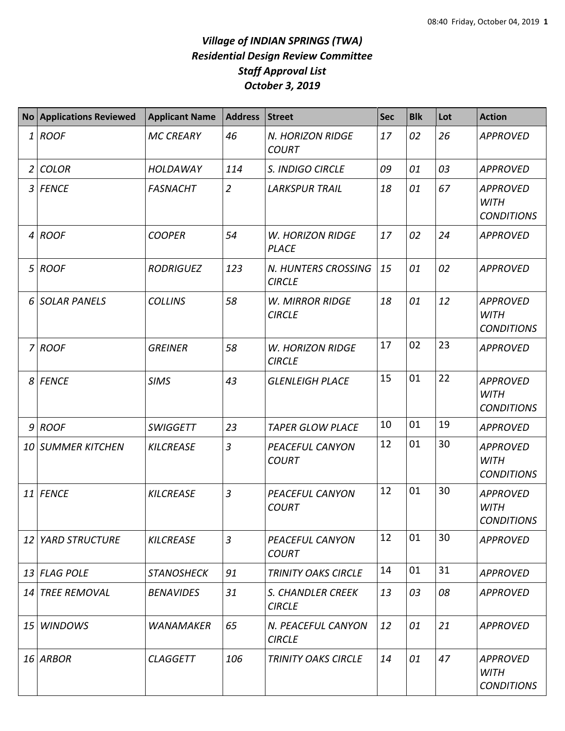# *Village of INDIAN SPRINGS (TWA)*
## *Residential Design Review Committee*
## *Staff Approval List*
## *October 3, 2019*

| No | Applications Reviewed | Applicant Name | Address | Street | Sec | Blk | Lot | Action |
|---|---|---|---|---|---|---|---|---|
| 1 | *ROOF* | *MC CREARY* | *46* | *N. HORIZON RIDGE COURT* | *17* | *02* | *26* | *APPROVED* |
| 2 | *COLOR* | *HOLDAWAY* | *114* | *S. INDIGO CIRCLE* | *09* | *01* | *03* | *APPROVED* |
| 3 | *FENCE* | *FASNACHT* | *2* | *LARKSPUR TRAIL* | *18* | *01* | *67* | *APPROVED WITH CONDITIONS* |
| 4 | *ROOF* | *COOPER* | *54* | *W. HORIZON RIDGE PLACE* | *17* | *02* | *24* | *APPROVED* |
| 5 | *ROOF* | *RODRIGUEZ* | *123* | *N. HUNTERS CROSSING CIRCLE* | *15* | *01* | *02* | *APPROVED* |
| 6 | *SOLAR PANELS* | *COLLINS* | *58* | *W. MIRROR RIDGE CIRCLE* | *18* | *01* | *12* | *APPROVED WITH CONDITIONS* |
| 7 | *ROOF* | *GREINER* | *58* | *W. HORIZON RIDGE CIRCLE* | 17 | 02 | 23 | *APPROVED* |
| 8 | *FENCE* | *SIMS* | *43* | *GLENLEIGH PLACE* | 15 | 01 | 22 | *APPROVED WITH CONDITIONS* |
| 9 | *ROOF* | *SWIGGETT* | *23* | *TAPER GLOW PLACE* | 10 | 01 | 19 | *APPROVED* |
| 10 | *SUMMER KITCHEN* | *KILCREASE* | *3* | *PEACEFUL CANYON COURT* | 12 | 01 | 30 | *APPROVED WITH CONDITIONS* |
| 11 | *FENCE* | *KILCREASE* | *3* | *PEACEFUL CANYON COURT* | 12 | 01 | 30 | *APPROVED WITH CONDITIONS* |
| 12 | *YARD STRUCTURE* | *KILCREASE* | *3* | *PEACEFUL CANYON COURT* | 12 | 01 | 30 | *APPROVED* |
| 13 | *FLAG POLE* | *STANOSHECK* | *91* | *TRINITY OAKS CIRCLE* | 14 | 01 | 31 | *APPROVED* |
| 14 | *TREE REMOVAL* | *BENAVIDES* | *31* | *S. CHANDLER CREEK CIRCLE* | *13* | *03* | *08* | *APPROVED* |
| 15 | *WINDOWS* | *WANAMAKER* | *65* | *N. PEACEFUL CANYON CIRCLE* | *12* | *01* | *21* | *APPROVED* |
| 16 | *ARBOR* | *CLAGGETT* | *106* | *TRINITY OAKS CIRCLE* | *14* | *01* | *47* | *APPROVED WITH CONDITIONS* |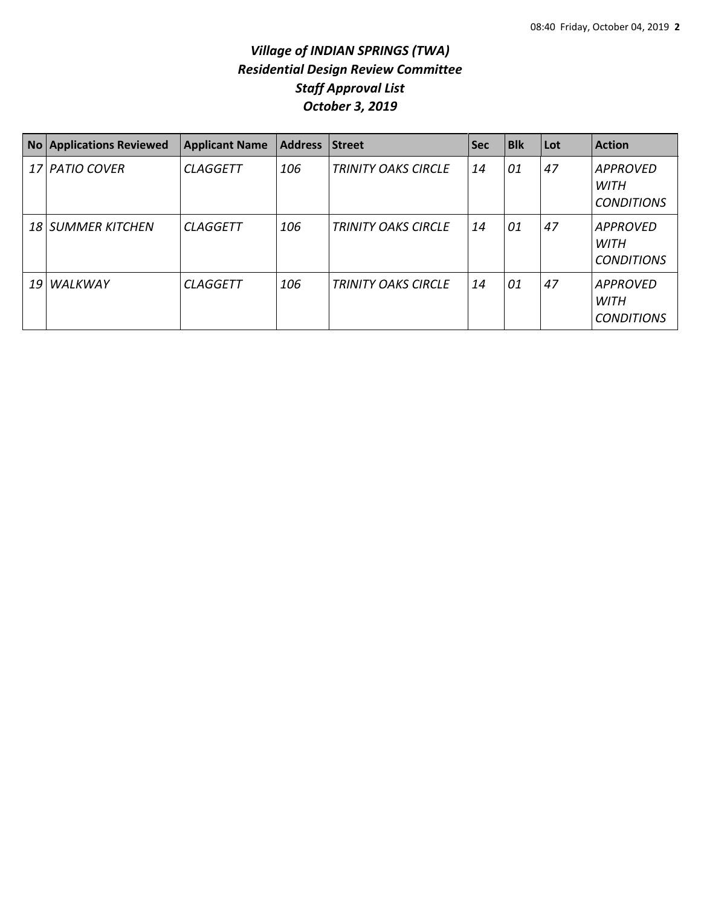# *Village of INDIAN SPRINGS (TWA)*
## *Residential Design Review Committee*
## *Staff Approval List*
## *October 3, 2019*

| No | Applications Reviewed | Applicant Name | Address | Street | Sec | Blk | Lot | Action |
|---|---|---|---|---|---|---|---|---|
| *17* | *PATIO COVER* | *CLAGGETT* | *106* | *TRINITY OAKS CIRCLE* | *14* | *01* | *47* | *APPROVED WITH CONDITIONS* |
| *18* | *SUMMER KITCHEN* | *CLAGGETT* | *106* | *TRINITY OAKS CIRCLE* | *14* | *01* | *47* | *APPROVED WITH CONDITIONS* |
| *19* | *WALKWAY* | *CLAGGETT* | *106* | *TRINITY OAKS CIRCLE* | *14* | *01* | *47* | *APPROVED WITH CONDITIONS* |